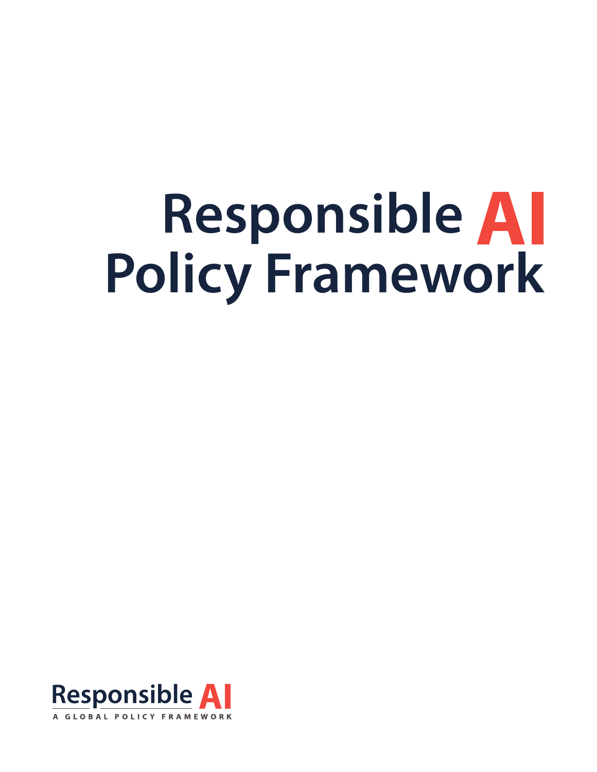# Responsible AI Policy Framework

Responsible AI

A GLOBAL POLICY FRAMEWORK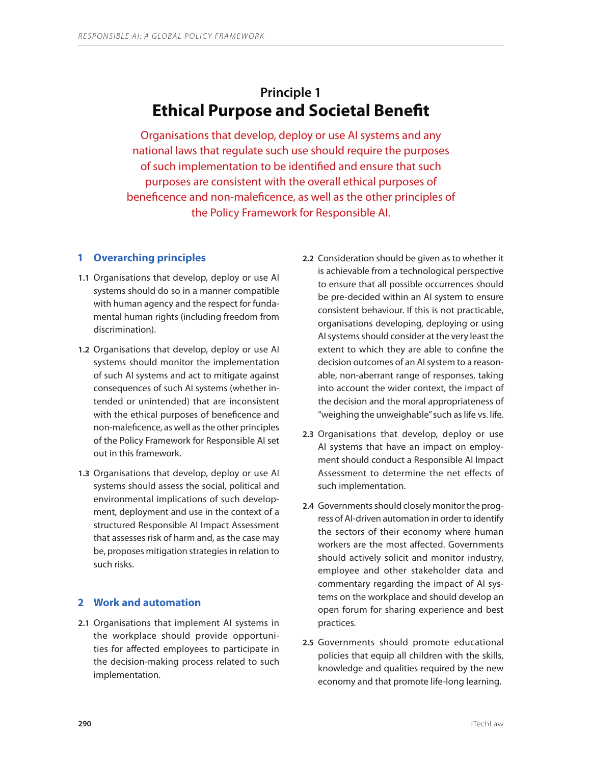# Principle 1
# Ethical Purpose and Societal Benefit

Organisations that develop, deploy or use AI systems and any national laws that regulate such use should require the purposes of such implementation to be identified and ensure that such purposes are consistent with the overall ethical purposes of beneficence and non-maleficence, as well as the other principles of the Policy Framework for Responsible AI.

## 1 Overarching principles

**1.1** Organisations that develop, deploy or use AI systems should do so in a manner compatible with human agency and the respect for fundamental human rights (including freedom from discrimination).

**1.2** Organisations that develop, deploy or use AI systems should monitor the implementation of such AI systems and act to mitigate against consequences of such AI systems (whether intended or unintended) that are inconsistent with the ethical purposes of beneficence and non-maleficence, as well as the other principles of the Policy Framework for Responsible AI set out in this framework.

**1.3** Organisations that develop, deploy or use AI systems should assess the social, political and environmental implications of such development, deployment and use in the context of a structured Responsible AI Impact Assessment that assesses risk of harm and, as the case may be, proposes mitigation strategies in relation to such risks.

## 2 Work and automation

**2.1** Organisations that implement AI systems in the workplace should provide opportunities for affected employees to participate in the decision-making process related to such implementation.

**2.2** Consideration should be given as to whether it is achievable from a technological perspective to ensure that all possible occurrences should be pre-decided within an AI system to ensure consistent behaviour. If this is not practicable, organisations developing, deploying or using AI systems should consider at the very least the extent to which they are able to confine the decision outcomes of an AI system to a reasonable, non-aberrant range of responses, taking into account the wider context, the impact of the decision and the moral appropriateness of "weighing the unweighable" such as life vs. life.

**2.3** Organisations that develop, deploy or use AI systems that have an impact on employment should conduct a Responsible AI Impact Assessment to determine the net effects of such implementation.

**2.4** Governments should closely monitor the progress of AI-driven automation in order to identify the sectors of their economy where human workers are the most affected. Governments should actively solicit and monitor industry, employee and other stakeholder data and commentary regarding the impact of AI systems on the workplace and should develop an open forum for sharing experience and best practices.

**2.5** Governments should promote educational policies that equip all children with the skills, knowledge and qualities required by the new economy and that promote life-long learning.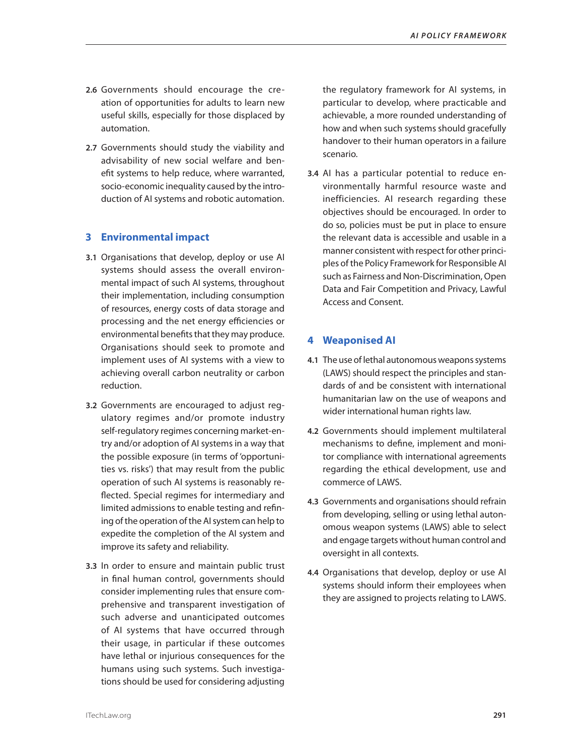**2.6** Governments should encourage the creation of opportunities for adults to learn new useful skills, especially for those displaced by automation.

**2.7** Governments should study the viability and advisability of new social welfare and benefit systems to help reduce, where warranted, socio-economic inequality caused by the introduction of AI systems and robotic automation.

## 3 Environmental impact

**3.1** Organisations that develop, deploy or use AI systems should assess the overall environmental impact of such AI systems, throughout their implementation, including consumption of resources, energy costs of data storage and processing and the net energy efficiencies or environmental benefits that they may produce. Organisations should seek to promote and implement uses of AI systems with a view to achieving overall carbon neutrality or carbon reduction.

**3.2** Governments are encouraged to adjust regulatory regimes and/or promote industry self-regulatory regimes concerning market-entry and/or adoption of AI systems in a way that the possible exposure (in terms of 'opportunities vs. risks') that may result from the public operation of such AI systems is reasonably reflected. Special regimes for intermediary and limited admissions to enable testing and refining of the operation of the AI system can help to expedite the completion of the AI system and improve its safety and reliability.

**3.3** In order to ensure and maintain public trust in final human control, governments should consider implementing rules that ensure comprehensive and transparent investigation of such adverse and unanticipated outcomes of AI systems that have occurred through their usage, in particular if these outcomes have lethal or injurious consequences for the humans using such systems. Such investigations should be used for considering adjusting the regulatory framework for AI systems, in particular to develop, where practicable and achievable, a more rounded understanding of how and when such systems should gracefully handover to their human operators in a failure scenario.

**3.4** AI has a particular potential to reduce environmentally harmful resource waste and inefficiencies. AI research regarding these objectives should be encouraged. In order to do so, policies must be put in place to ensure the relevant data is accessible and usable in a manner consistent with respect for other principles of the Policy Framework for Responsible AI such as Fairness and Non-Discrimination, Open Data and Fair Competition and Privacy, Lawful Access and Consent.

## 4 Weaponised AI

**4.1** The use of lethal autonomous weapons systems (LAWS) should respect the principles and standards of and be consistent with international humanitarian law on the use of weapons and wider international human rights law.

**4.2** Governments should implement multilateral mechanisms to define, implement and monitor compliance with international agreements regarding the ethical development, use and commerce of LAWS.

**4.3** Governments and organisations should refrain from developing, selling or using lethal autonomous weapon systems (LAWS) able to select and engage targets without human control and oversight in all contexts.

**4.4** Organisations that develop, deploy or use AI systems should inform their employees when they are assigned to projects relating to LAWS.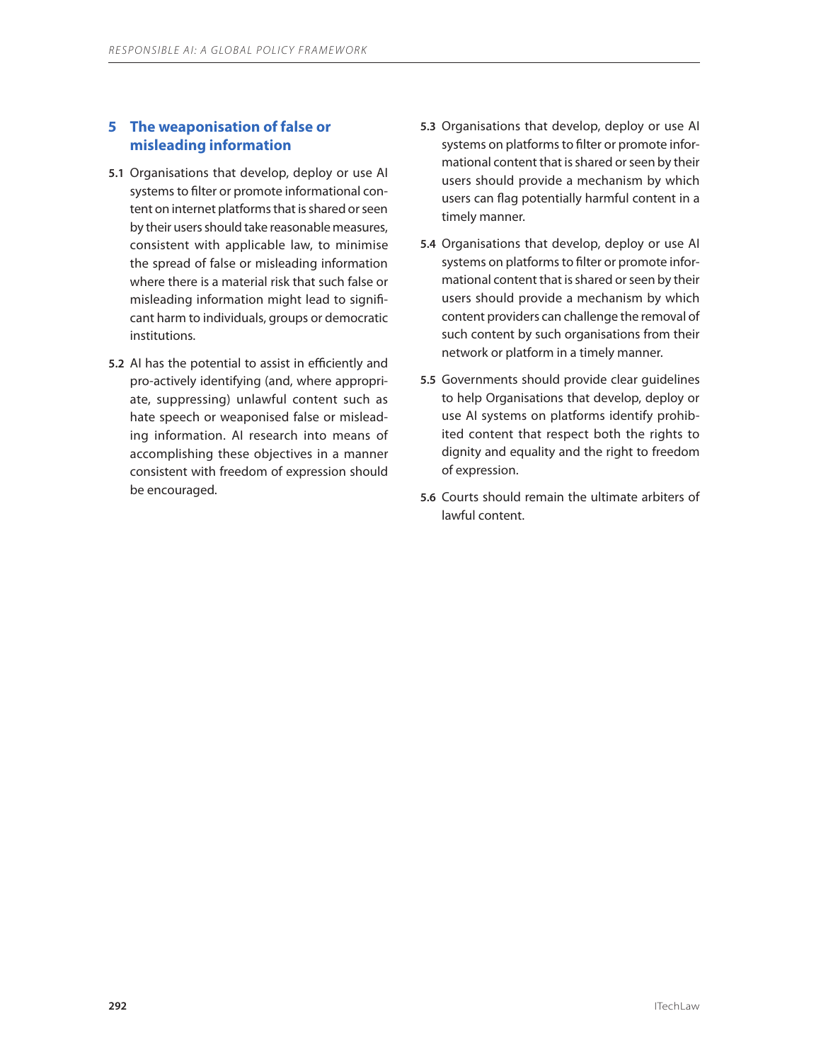## 5 The weaponisation of false or misleading information

**5.1** Organisations that develop, deploy or use AI systems to filter or promote informational content on internet platforms that is shared or seen by their users should take reasonable measures, consistent with applicable law, to minimise the spread of false or misleading information where there is a material risk that such false or misleading information might lead to significant harm to individuals, groups or democratic institutions.

**5.2** AI has the potential to assist in efficiently and pro-actively identifying (and, where appropriate, suppressing) unlawful content such as hate speech or weaponised false or misleading information. AI research into means of accomplishing these objectives in a manner consistent with freedom of expression should be encouraged.

**5.3** Organisations that develop, deploy or use AI systems on platforms to filter or promote informational content that is shared or seen by their users should provide a mechanism by which users can flag potentially harmful content in a timely manner.

**5.4** Organisations that develop, deploy or use AI systems on platforms to filter or promote informational content that is shared or seen by their users should provide a mechanism by which content providers can challenge the removal of such content by such organisations from their network or platform in a timely manner.

**5.5** Governments should provide clear guidelines to help Organisations that develop, deploy or use AI systems on platforms identify prohibited content that respect both the rights to dignity and equality and the right to freedom of expression.

**5.6** Courts should remain the ultimate arbiters of lawful content.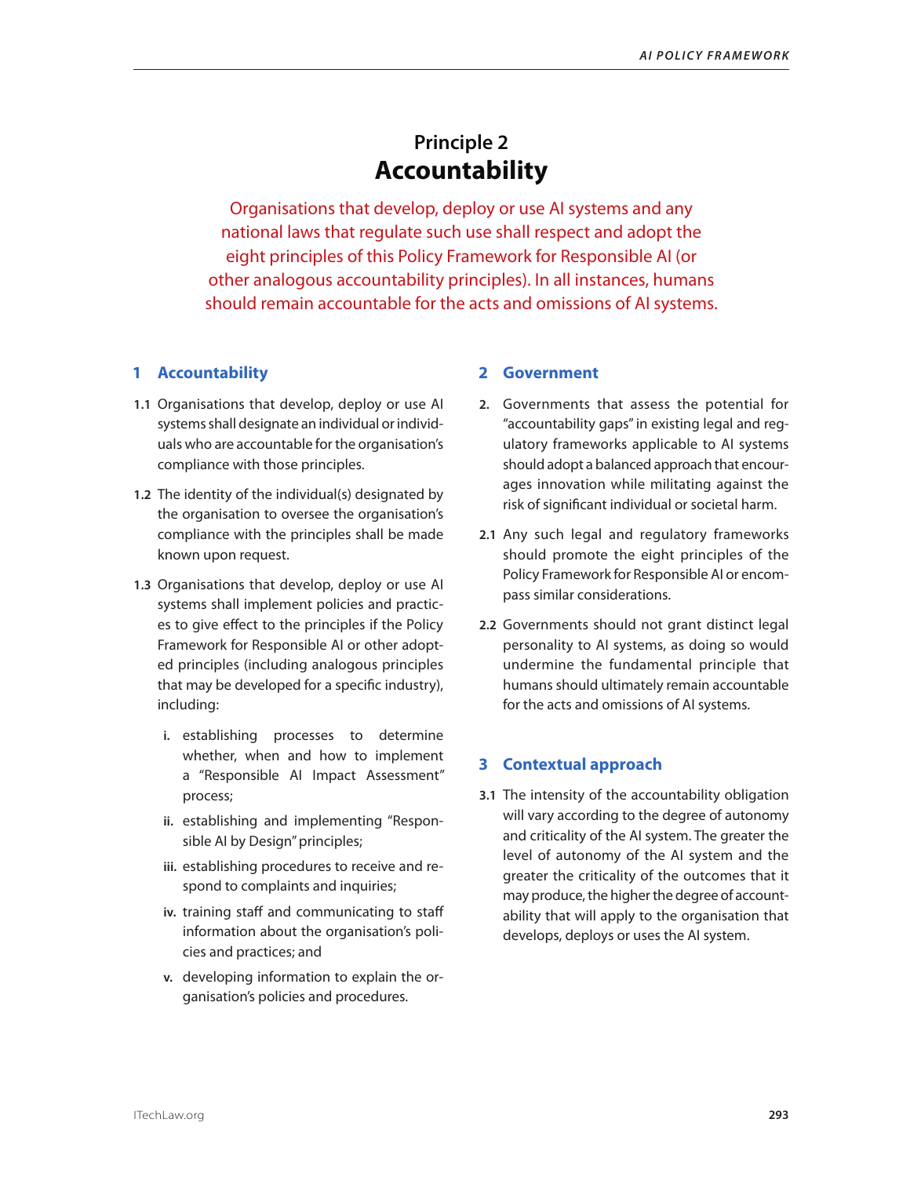## Principle 2
# Accountability

Organisations that develop, deploy or use AI systems and any national laws that regulate such use shall respect and adopt the eight principles of this Policy Framework for Responsible AI (or other analogous accountability principles). In all instances, humans should remain accountable for the acts and omissions of AI systems.

### 1 Accountability

**1.1** Organisations that develop, deploy or use AI systems shall designate an individual or individuals who are accountable for the organisation's compliance with those principles.

**1.2** The identity of the individual(s) designated by the organisation to oversee the organisation's compliance with the principles shall be made known upon request.

**1.3** Organisations that develop, deploy or use AI systems shall implement policies and practices to give effect to the principles if the Policy Framework for Responsible AI or other adopted principles (including analogous principles that may be developed for a specific industry), including:

- **i.** establishing processes to determine whether, when and how to implement a "Responsible AI Impact Assessment" process;
- **ii.** establishing and implementing "Responsible AI by Design" principles;
- **iii.** establishing procedures to receive and respond to complaints and inquiries;
- **iv.** training staff and communicating to staff information about the organisation's policies and practices; and
- **v.** developing information to explain the organisation's policies and procedures.

### 2 Government

**2.** Governments that assess the potential for "accountability gaps" in existing legal and regulatory frameworks applicable to AI systems should adopt a balanced approach that encourages innovation while militating against the risk of significant individual or societal harm.

**2.1** Any such legal and regulatory frameworks should promote the eight principles of the Policy Framework for Responsible AI or encompass similar considerations.

**2.2** Governments should not grant distinct legal personality to AI systems, as doing so would undermine the fundamental principle that humans should ultimately remain accountable for the acts and omissions of AI systems.

### 3 Contextual approach

**3.1** The intensity of the accountability obligation will vary according to the degree of autonomy and criticality of the AI system. The greater the level of autonomy of the AI system and the greater the criticality of the outcomes that it may produce, the higher the degree of accountability that will apply to the organisation that develops, deploys or uses the AI system.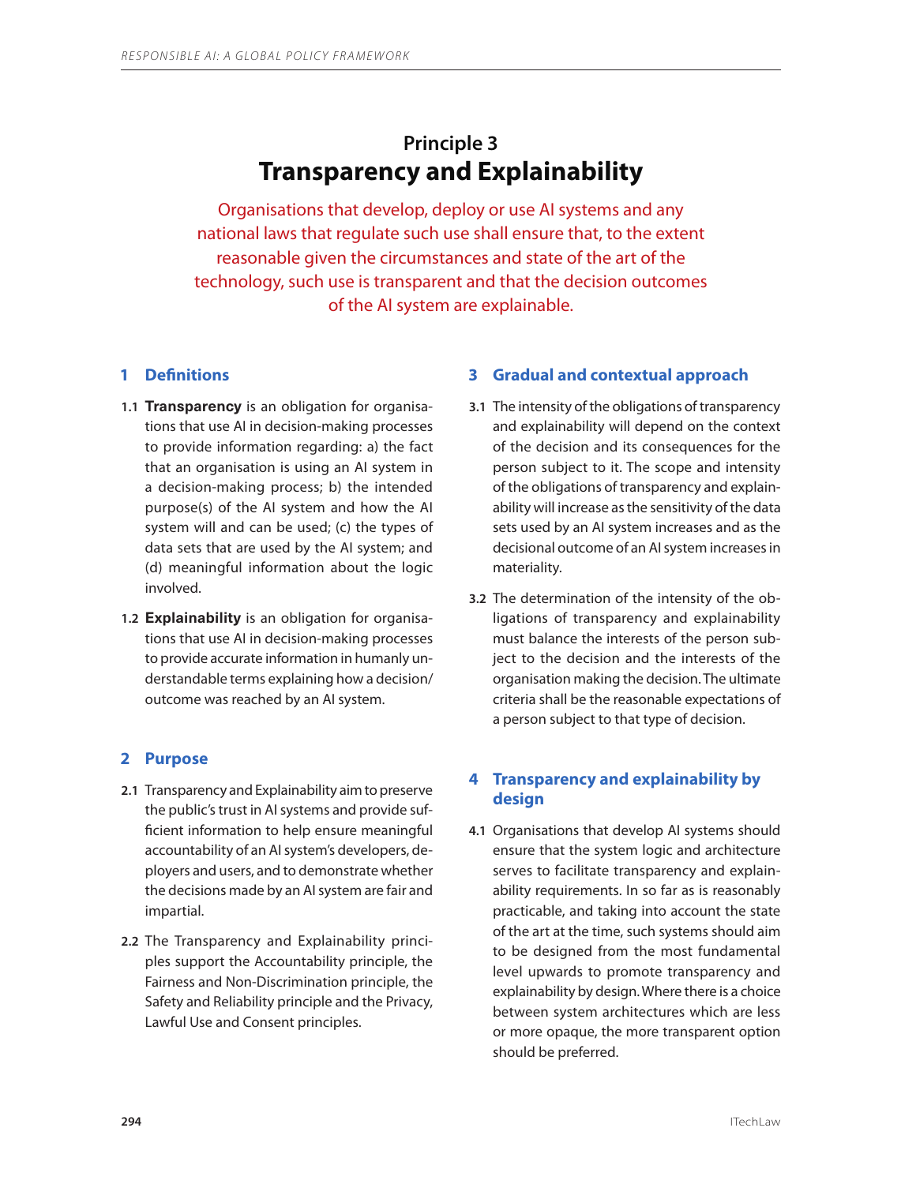# Principle 3
# Transparency and Explainability

Organisations that develop, deploy or use AI systems and any national laws that regulate such use shall ensure that, to the extent reasonable given the circumstances and state of the art of the technology, such use is transparent and that the decision outcomes of the AI system are explainable.

## 1 Definitions

**1.1** **Transparency** is an obligation for organisations that use AI in decision-making processes to provide information regarding: a) the fact that an organisation is using an AI system in a decision-making process; b) the intended purpose(s) of the AI system and how the AI system will and can be used; (c) the types of data sets that are used by the AI system; and (d) meaningful information about the logic involved.

**1.2** **Explainability** is an obligation for organisations that use AI in decision-making processes to provide accurate information in humanly understandable terms explaining how a decision/outcome was reached by an AI system.

## 2 Purpose

**2.1** Transparency and Explainability aim to preserve the public's trust in AI systems and provide sufficient information to help ensure meaningful accountability of an AI system's developers, deployers and users, and to demonstrate whether the decisions made by an AI system are fair and impartial.

**2.2** The Transparency and Explainability principles support the Accountability principle, the Fairness and Non-Discrimination principle, the Safety and Reliability principle and the Privacy, Lawful Use and Consent principles.

## 3 Gradual and contextual approach

**3.1** The intensity of the obligations of transparency and explainability will depend on the context of the decision and its consequences for the person subject to it. The scope and intensity of the obligations of transparency and explainability will increase as the sensitivity of the data sets used by an AI system increases and as the decisional outcome of an AI system increases in materiality.

**3.2** The determination of the intensity of the obligations of transparency and explainability must balance the interests of the person subject to the decision and the interests of the organisation making the decision. The ultimate criteria shall be the reasonable expectations of a person subject to that type of decision.

## 4 Transparency and explainability by design

**4.1** Organisations that develop AI systems should ensure that the system logic and architecture serves to facilitate transparency and explainability requirements. In so far as is reasonably practicable, and taking into account the state of the art at the time, such systems should aim to be designed from the most fundamental level upwards to promote transparency and explainability by design. Where there is a choice between system architectures which are less or more opaque, the more transparent option should be preferred.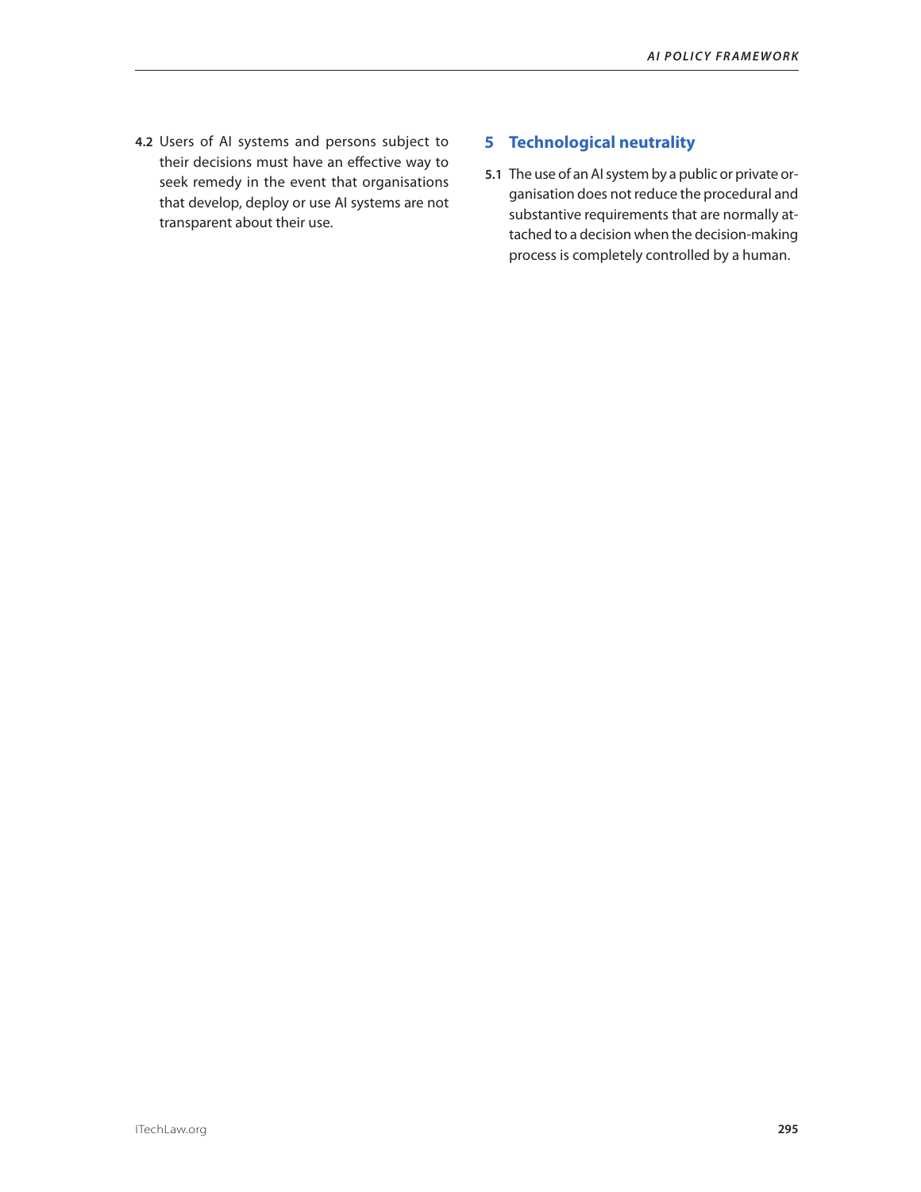**4.2** Users of AI systems and persons subject to their decisions must have an effective way to seek remedy in the event that organisations that develop, deploy or use AI systems are not transparent about their use.

## 5 Technological neutrality

**5.1** The use of an AI system by a public or private organisation does not reduce the procedural and substantive requirements that are normally attached to a decision when the decision-making process is completely controlled by a human.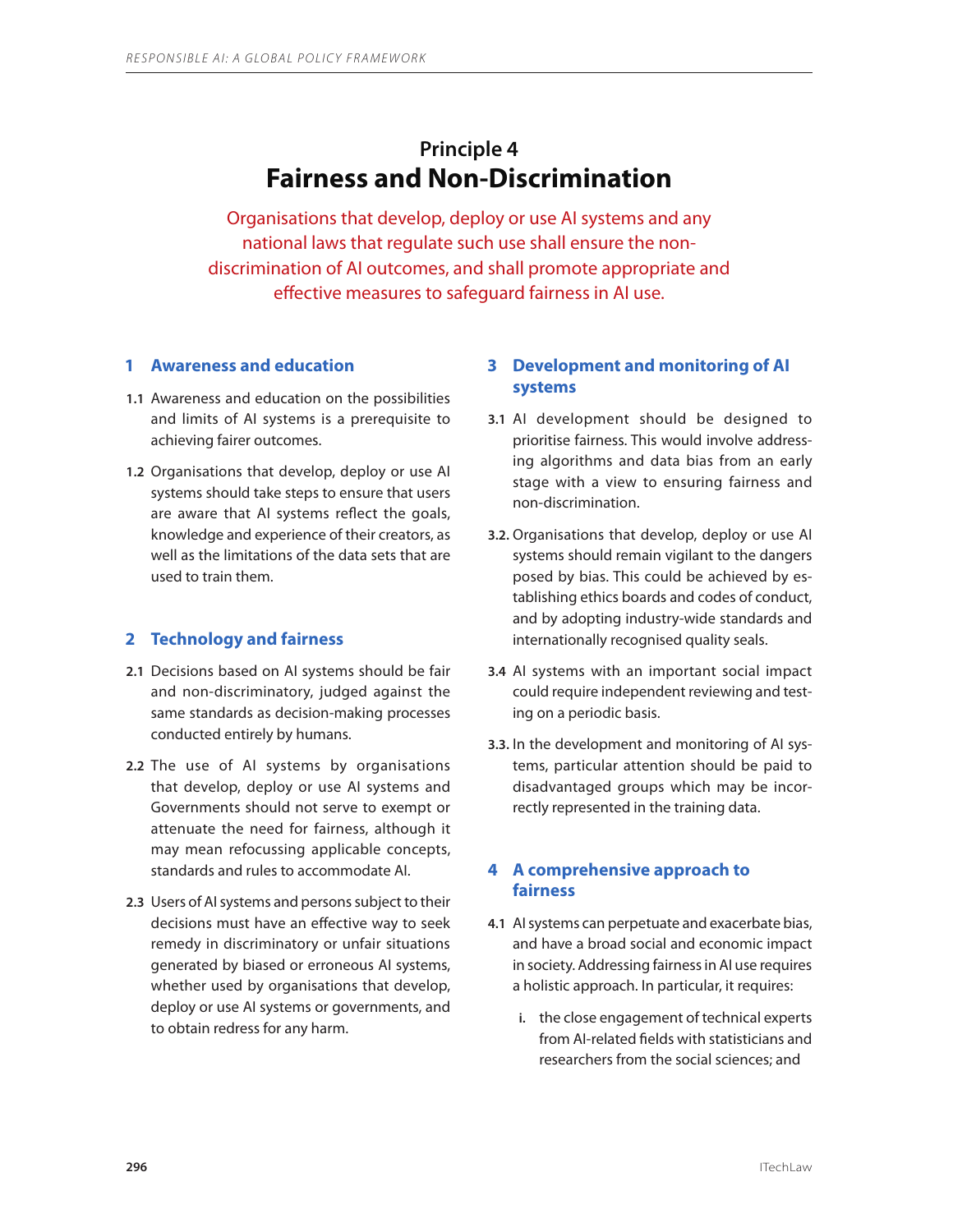# Principle 4
# Fairness and Non-Discrimination

Organisations that develop, deploy or use AI systems and any national laws that regulate such use shall ensure the non-discrimination of AI outcomes, and shall promote appropriate and effective measures to safeguard fairness in AI use.

## 1 Awareness and education

**1.1** Awareness and education on the possibilities and limits of AI systems is a prerequisite to achieving fairer outcomes.

**1.2** Organisations that develop, deploy or use AI systems should take steps to ensure that users are aware that AI systems reflect the goals, knowledge and experience of their creators, as well as the limitations of the data sets that are used to train them.

## 2 Technology and fairness

**2.1** Decisions based on AI systems should be fair and non-discriminatory, judged against the same standards as decision-making processes conducted entirely by humans.

**2.2** The use of AI systems by organisations that develop, deploy or use AI systems and Governments should not serve to exempt or attenuate the need for fairness, although it may mean refocussing applicable concepts, standards and rules to accommodate AI.

**2.3** Users of AI systems and persons subject to their decisions must have an effective way to seek remedy in discriminatory or unfair situations generated by biased or erroneous AI systems, whether used by organisations that develop, deploy or use AI systems or governments, and to obtain redress for any harm.

## 3 Development and monitoring of AI systems

**3.1** AI development should be designed to prioritise fairness. This would involve addressing algorithms and data bias from an early stage with a view to ensuring fairness and non-discrimination.

**3.2.** Organisations that develop, deploy or use AI systems should remain vigilant to the dangers posed by bias. This could be achieved by establishing ethics boards and codes of conduct, and by adopting industry-wide standards and internationally recognised quality seals.

**3.4** AI systems with an important social impact could require independent reviewing and testing on a periodic basis.

**3.3.** In the development and monitoring of AI systems, particular attention should be paid to disadvantaged groups which may be incorrectly represented in the training data.

## 4 A comprehensive approach to fairness

**4.1** AI systems can perpetuate and exacerbate bias, and have a broad social and economic impact in society. Addressing fairness in AI use requires a holistic approach. In particular, it requires:

- **i.** the close engagement of technical experts from AI-related fields with statisticians and researchers from the social sciences; and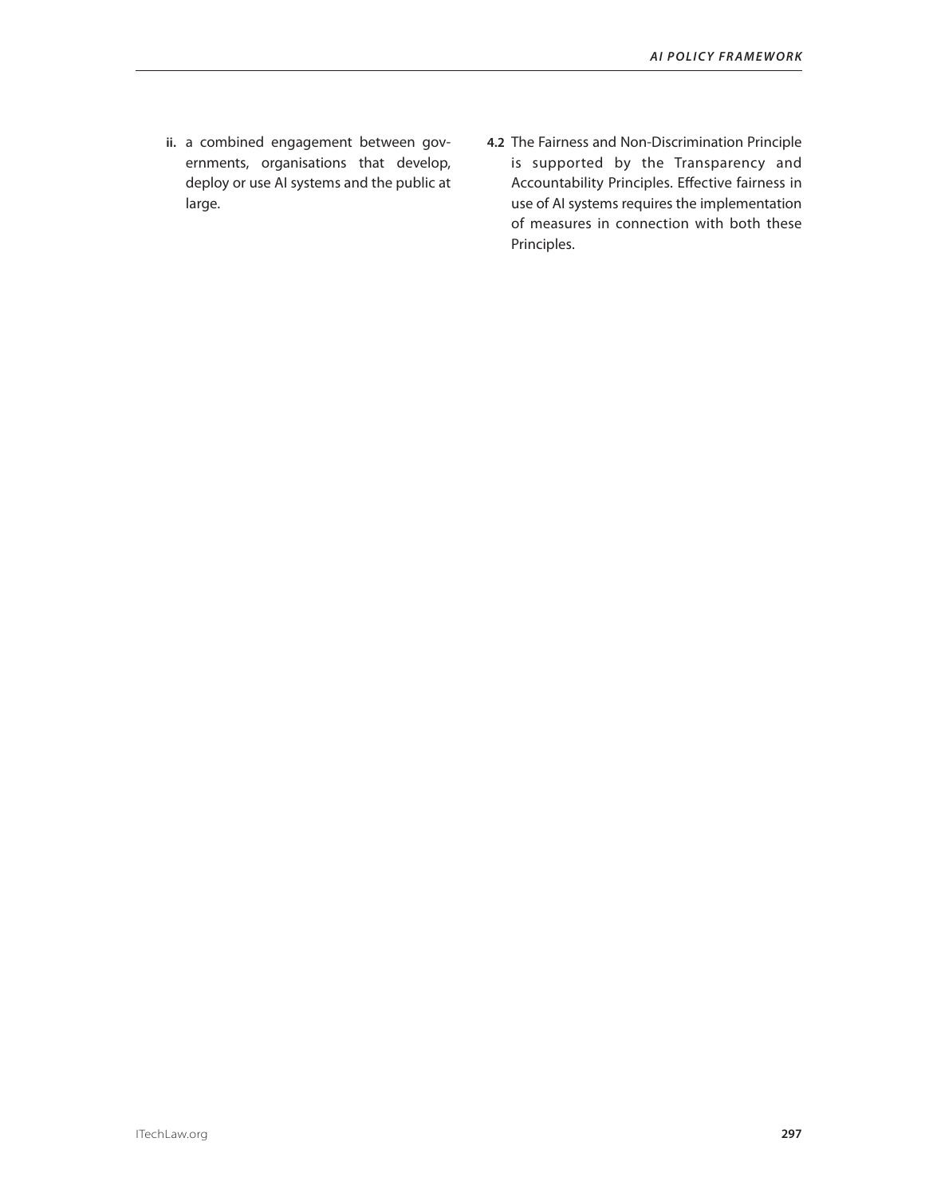ii. a combined engagement between governments, organisations that develop, deploy or use AI systems and the public at large.

**4.2** The Fairness and Non-Discrimination Principle is supported by the Transparency and Accountability Principles. Effective fairness in use of AI systems requires the implementation of measures in connection with both these Principles.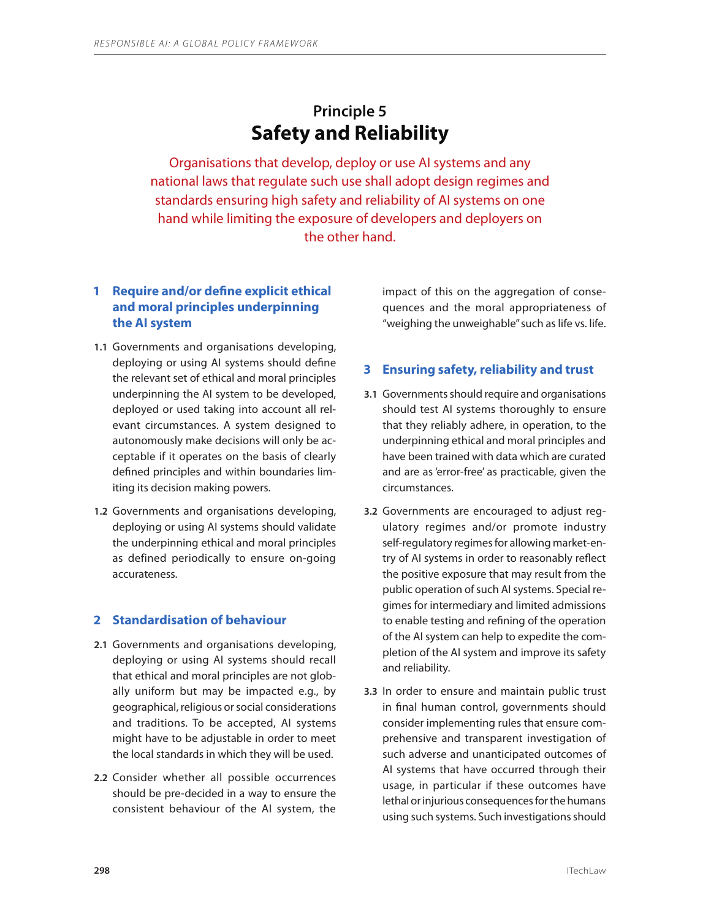# Principle 5
# Safety and Reliability

Organisations that develop, deploy or use AI systems and any national laws that regulate such use shall adopt design regimes and standards ensuring high safety and reliability of AI systems on one hand while limiting the exposure of developers and deployers on the other hand.

## 1 Require and/or define explicit ethical and moral principles underpinning the AI system

**1.1** Governments and organisations developing, deploying or using AI systems should define the relevant set of ethical and moral principles underpinning the AI system to be developed, deployed or used taking into account all relevant circumstances. A system designed to autonomously make decisions will only be acceptable if it operates on the basis of clearly defined principles and within boundaries limiting its decision making powers.

**1.2** Governments and organisations developing, deploying or using AI systems should validate the underpinning ethical and moral principles as defined periodically to ensure on-going accurateness.

## 2 Standardisation of behaviour

**2.1** Governments and organisations developing, deploying or using AI systems should recall that ethical and moral principles are not globally uniform but may be impacted e.g., by geographical, religious or social considerations and traditions. To be accepted, AI systems might have to be adjustable in order to meet the local standards in which they will be used.

**2.2** Consider whether all possible occurrences should be pre-decided in a way to ensure the consistent behaviour of the AI system, the impact of this on the aggregation of consequences and the moral appropriateness of "weighing the unweighable" such as life vs. life.

## 3 Ensuring safety, reliability and trust

**3.1** Governments should require and organisations should test AI systems thoroughly to ensure that they reliably adhere, in operation, to the underpinning ethical and moral principles and have been trained with data which are curated and are as 'error-free' as practicable, given the circumstances.

**3.2** Governments are encouraged to adjust regulatory regimes and/or promote industry self-regulatory regimes for allowing market-entry of AI systems in order to reasonably reflect the positive exposure that may result from the public operation of such AI systems. Special regimes for intermediary and limited admissions to enable testing and refining of the operation of the AI system can help to expedite the completion of the AI system and improve its safety and reliability.

**3.3** In order to ensure and maintain public trust in final human control, governments should consider implementing rules that ensure comprehensive and transparent investigation of such adverse and unanticipated outcomes of AI systems that have occurred through their usage, in particular if these outcomes have lethal or injurious consequences for the humans using such systems. Such investigations should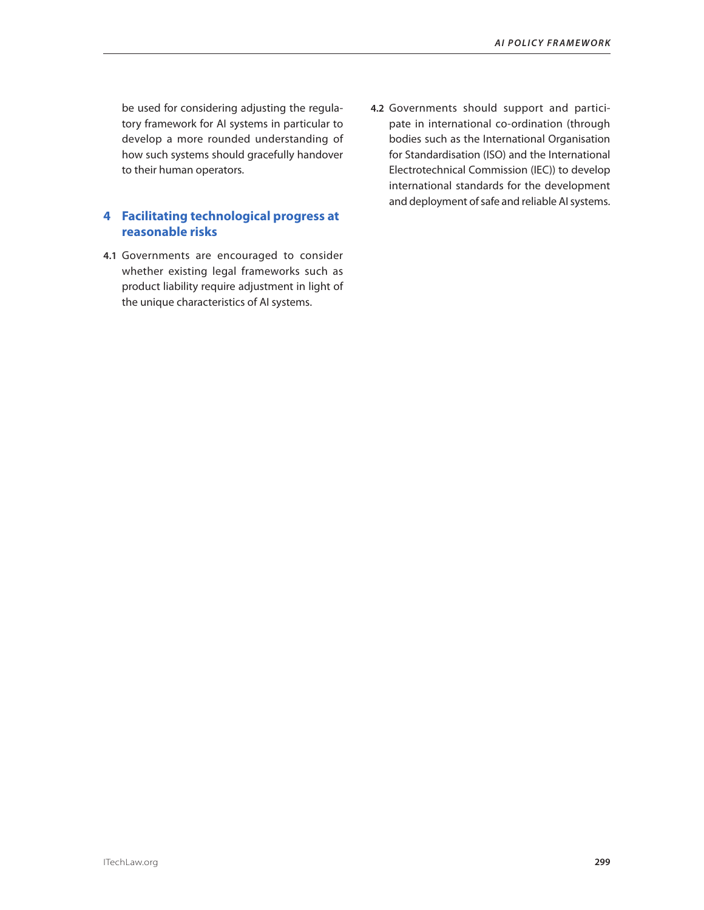be used for considering adjusting the regulatory framework for AI systems in particular to develop a more rounded understanding of how such systems should gracefully handover to their human operators.

## 4 Facilitating technological progress at reasonable risks

**4.1** Governments are encouraged to consider whether existing legal frameworks such as product liability require adjustment in light of the unique characteristics of AI systems.

**4.2** Governments should support and participate in international co-ordination (through bodies such as the International Organisation for Standardisation (ISO) and the International Electrotechnical Commission (IEC)) to develop international standards for the development and deployment of safe and reliable AI systems.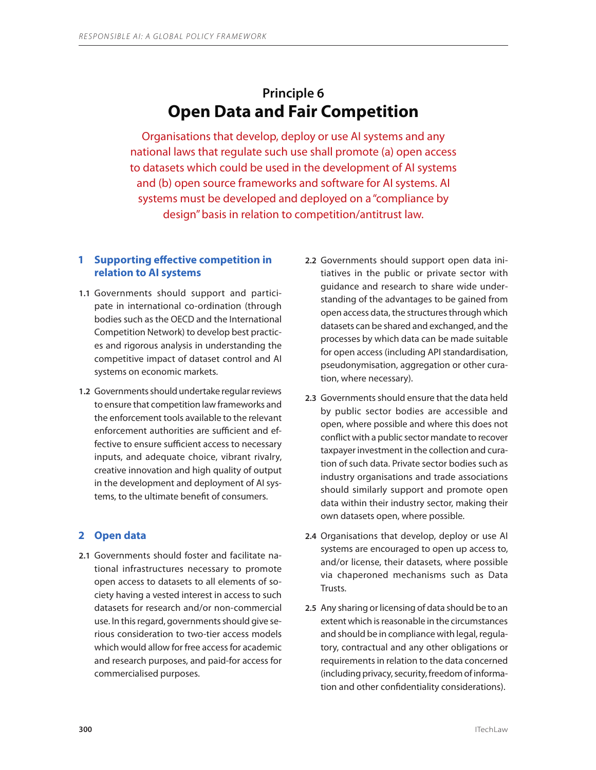# Principle 6
# Open Data and Fair Competition

Organisations that develop, deploy or use AI systems and any national laws that regulate such use shall promote (a) open access to datasets which could be used in the development of AI systems and (b) open source frameworks and software for AI systems. AI systems must be developed and deployed on a "compliance by design" basis in relation to competition/antitrust law.

## 1 Supporting effective competition in relation to AI systems

**1.1** Governments should support and participate in international co-ordination (through bodies such as the OECD and the International Competition Network) to develop best practices and rigorous analysis in understanding the competitive impact of dataset control and AI systems on economic markets.

**1.2** Governments should undertake regular reviews to ensure that competition law frameworks and the enforcement tools available to the relevant enforcement authorities are sufficient and effective to ensure sufficient access to necessary inputs, and adequate choice, vibrant rivalry, creative innovation and high quality of output in the development and deployment of AI systems, to the ultimate benefit of consumers.

## 2 Open data

**2.1** Governments should foster and facilitate national infrastructures necessary to promote open access to datasets to all elements of society having a vested interest in access to such datasets for research and/or non-commercial use. In this regard, governments should give serious consideration to two-tier access models which would allow for free access for academic and research purposes, and paid-for access for commercialised purposes.

**2.2** Governments should support open data initiatives in the public or private sector with guidance and research to share wide understanding of the advantages to be gained from open access data, the structures through which datasets can be shared and exchanged, and the processes by which data can be made suitable for open access (including API standardisation, pseudonymisation, aggregation or other curation, where necessary).

**2.3** Governments should ensure that the data held by public sector bodies are accessible and open, where possible and where this does not conflict with a public sector mandate to recover taxpayer investment in the collection and curation of such data. Private sector bodies such as industry organisations and trade associations should similarly support and promote open data within their industry sector, making their own datasets open, where possible.

**2.4** Organisations that develop, deploy or use AI systems are encouraged to open up access to, and/or license, their datasets, where possible via chaperoned mechanisms such as Data Trusts.

**2.5** Any sharing or licensing of data should be to an extent which is reasonable in the circumstances and should be in compliance with legal, regulatory, contractual and any other obligations or requirements in relation to the data concerned (including privacy, security, freedom of information and other confidentiality considerations).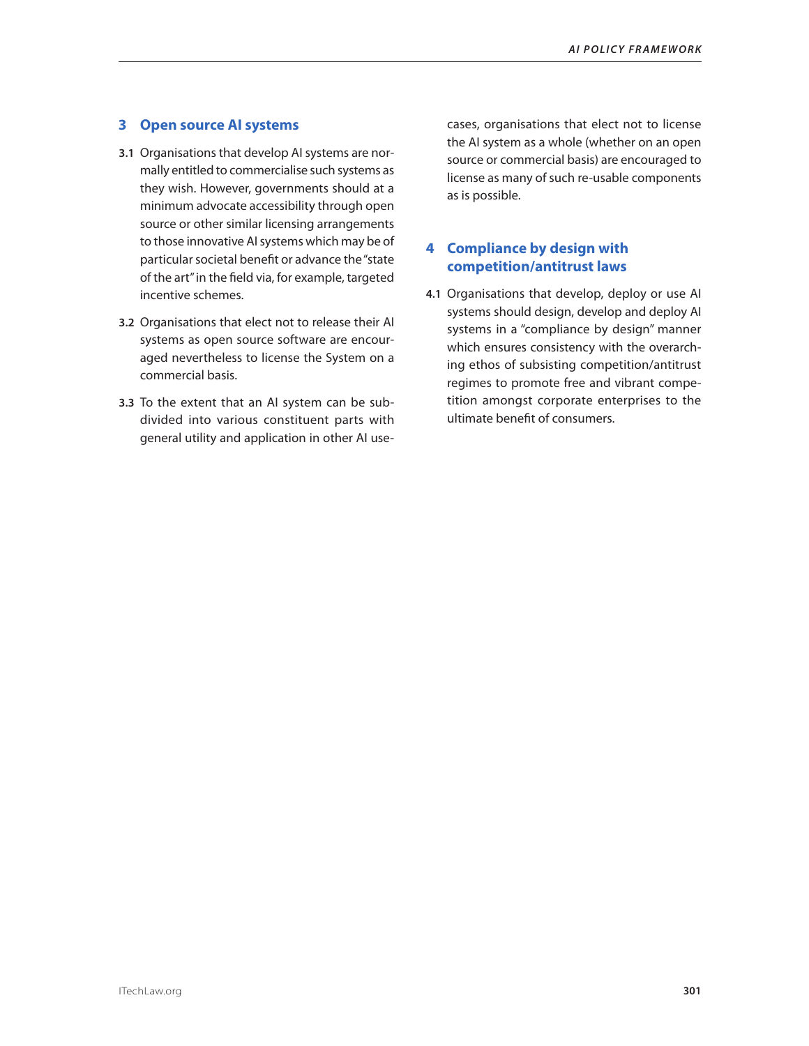## 3 Open source AI systems

**3.1** Organisations that develop AI systems are normally entitled to commercialise such systems as they wish. However, governments should at a minimum advocate accessibility through open source or other similar licensing arrangements to those innovative AI systems which may be of particular societal benefit or advance the "state of the art" in the field via, for example, targeted incentive schemes.

**3.2** Organisations that elect not to release their AI systems as open source software are encouraged nevertheless to license the System on a commercial basis.

**3.3** To the extent that an AI system can be subdivided into various constituent parts with general utility and application in other AI use-cases, organisations that elect not to license the AI system as a whole (whether on an open source or commercial basis) are encouraged to license as many of such re-usable components as is possible.

## 4 Compliance by design with competition/antitrust laws

**4.1** Organisations that develop, deploy or use AI systems should design, develop and deploy AI systems in a "compliance by design" manner which ensures consistency with the overarching ethos of subsisting competition/antitrust regimes to promote free and vibrant competition amongst corporate enterprises to the ultimate benefit of consumers.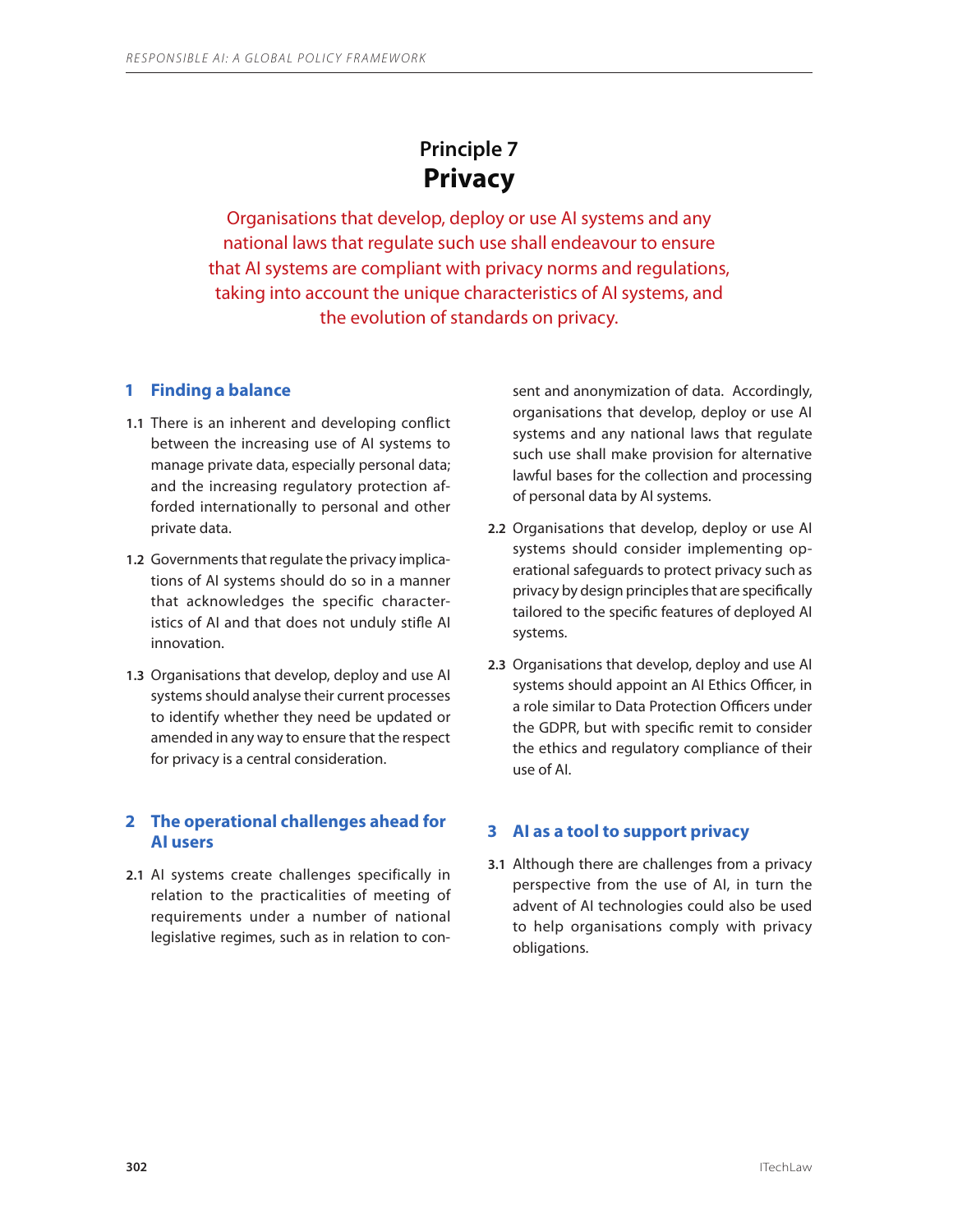# Principle 7
# Privacy

Organisations that develop, deploy or use AI systems and any national laws that regulate such use shall endeavour to ensure that AI systems are compliant with privacy norms and regulations, taking into account the unique characteristics of AI systems, and the evolution of standards on privacy.

## 1 Finding a balance

**1.1** There is an inherent and developing conflict between the increasing use of AI systems to manage private data, especially personal data; and the increasing regulatory protection afforded internationally to personal and other private data.

**1.2** Governments that regulate the privacy implications of AI systems should do so in a manner that acknowledges the specific characteristics of AI and that does not unduly stifle AI innovation.

**1.3** Organisations that develop, deploy and use AI systems should analyse their current processes to identify whether they need be updated or amended in any way to ensure that the respect for privacy is a central consideration.

## 2 The operational challenges ahead for AI users

**2.1** AI systems create challenges specifically in relation to the practicalities of meeting of requirements under a number of national legislative regimes, such as in relation to consent and anonymization of data. Accordingly, organisations that develop, deploy or use AI systems and any national laws that regulate such use shall make provision for alternative lawful bases for the collection and processing of personal data by AI systems.

**2.2** Organisations that develop, deploy or use AI systems should consider implementing operational safeguards to protect privacy such as privacy by design principles that are specifically tailored to the specific features of deployed AI systems.

**2.3** Organisations that develop, deploy and use AI systems should appoint an AI Ethics Officer, in a role similar to Data Protection Officers under the GDPR, but with specific remit to consider the ethics and regulatory compliance of their use of AI.

## 3 AI as a tool to support privacy

**3.1** Although there are challenges from a privacy perspective from the use of AI, in turn the advent of AI technologies could also be used to help organisations comply with privacy obligations.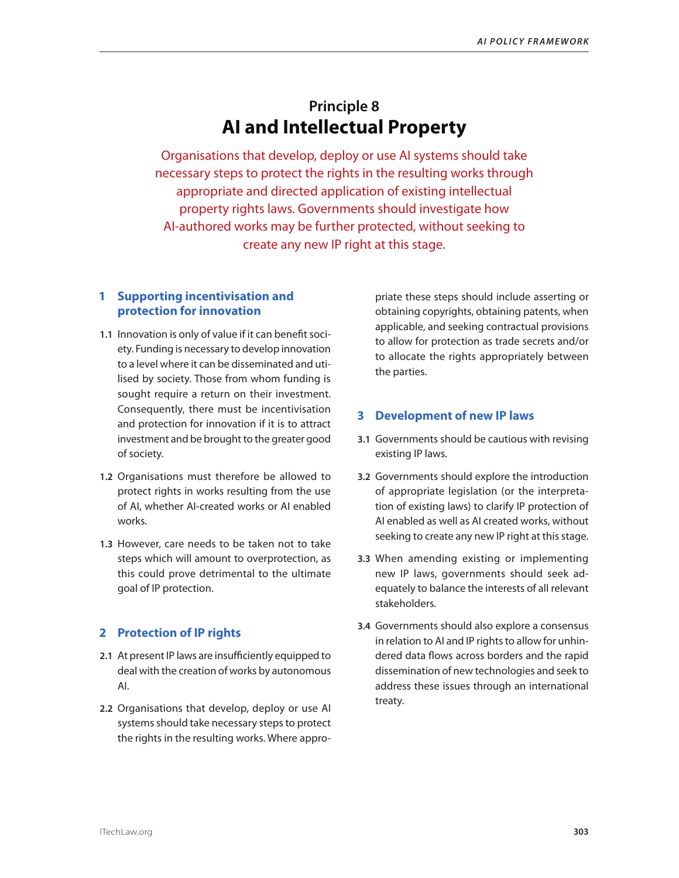# Principle 8

# AI and Intellectual Property

Organisations that develop, deploy or use AI systems should take necessary steps to protect the rights in the resulting works through appropriate and directed application of existing intellectual property rights laws. Governments should investigate how AI-authored works may be further protected, without seeking to create any new IP right at this stage.

## 1 Supporting incentivisation and protection for innovation

**1.1** Innovation is only of value if it can benefit society. Funding is necessary to develop innovation to a level where it can be disseminated and utilised by society. Those from whom funding is sought require a return on their investment. Consequently, there must be incentivisation and protection for innovation if it is to attract investment and be brought to the greater good of society.

**1.2** Organisations must therefore be allowed to protect rights in works resulting from the use of AI, whether AI-created works or AI enabled works.

**1.3** However, care needs to be taken not to take steps which will amount to overprotection, as this could prove detrimental to the ultimate goal of IP protection.

## 2 Protection of IP rights

**2.1** At present IP laws are insufficiently equipped to deal with the creation of works by autonomous AI.

**2.2** Organisations that develop, deploy or use AI systems should take necessary steps to protect the rights in the resulting works. Where appropriate these steps should include asserting or obtaining copyrights, obtaining patents, when applicable, and seeking contractual provisions to allow for protection as trade secrets and/or to allocate the rights appropriately between the parties.

## 3 Development of new IP laws

**3.1** Governments should be cautious with revising existing IP laws.

**3.2** Governments should explore the introduction of appropriate legislation (or the interpretation of existing laws) to clarify IP protection of AI enabled as well as AI created works, without seeking to create any new IP right at this stage.

**3.3** When amending existing or implementing new IP laws, governments should seek adequately to balance the interests of all relevant stakeholders.

**3.4** Governments should also explore a consensus in relation to AI and IP rights to allow for unhindered data flows across borders and the rapid dissemination of new technologies and seek to address these issues through an international treaty.